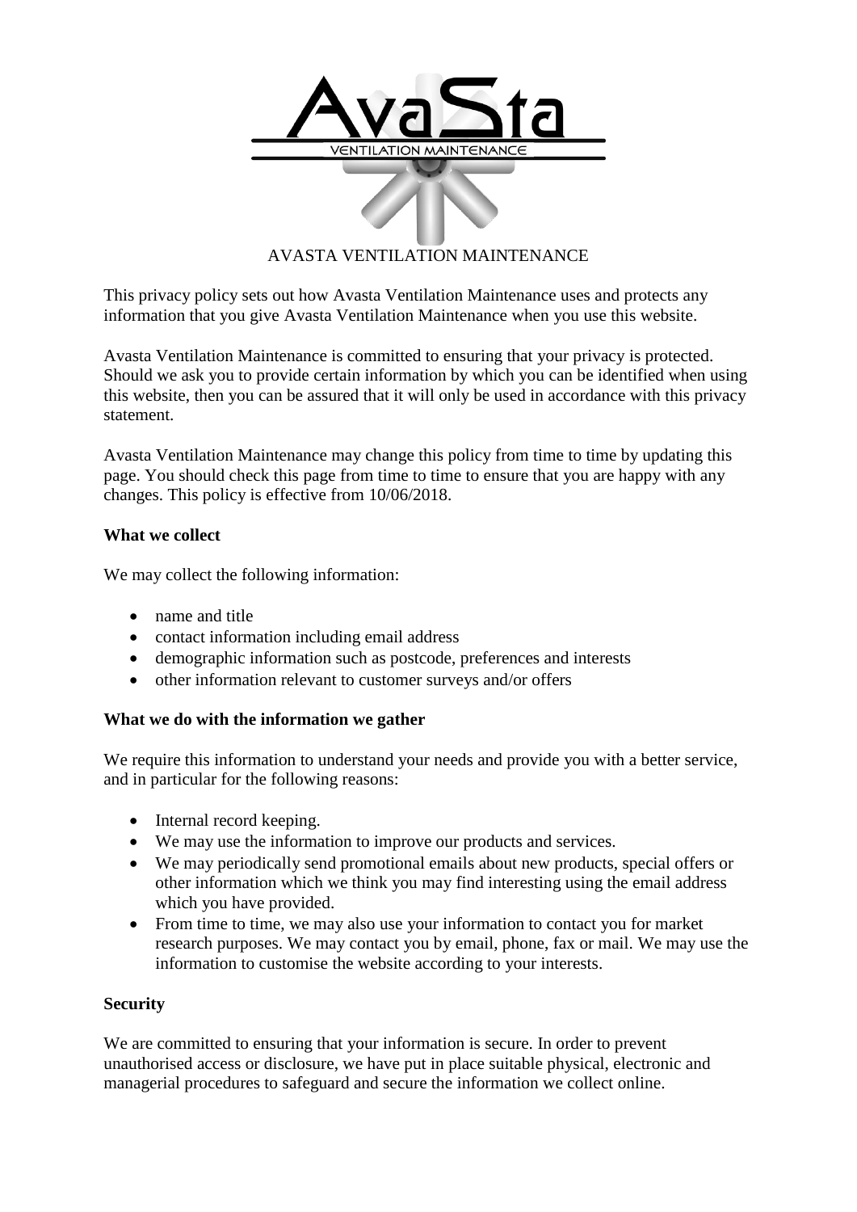AVASTA VENTILATION MAINTENANCE

This privacy policy sets out how Avasta Ventilation Maintenance uses and protects any information that you give Avasta Ventilation Maintenance when you use this website.

Avasta Ventilation Maintenance is committed to ensuring that your privacy is protected. Should we ask you to provide certain information by which you can be identified when using this website, then you can be assured that it will only be used in accordance with this privacy statement.

Avasta Ventilation Maintenance may change this policy from time to time by updating this page. You should check this page from time to time to ensure that you are happy with any changes. This policy is effective from 10/06/2018.

**What we collect**

We may collect the following information:

- name and title
- contact information including email address
- demographic information such as postcode, preferences and interests
- other information relevant to customer surveys and/or offers

**What we do with the information we gather**

We require this information to understand your needs and provide you with a better service, and in particular for the following reasons:

- Internal record keeping.
- We may use the information to improve our products and services.
- We may periodically send promotional emails about new products, special offers or other information which we think you may find interesting using the email address which you have provided.
- From time to time, we may also use your information to contact you for market research purposes. We may contact you by email, phone, fax or mail. We may use the information to customise the website according to your interests.

**Security**

We are committed to ensuring that your information is secure. In order to prevent unauthorised access or disclosure, we have put in place suitable physical, electronic and managerial procedures to safeguard and secure the information we collect online.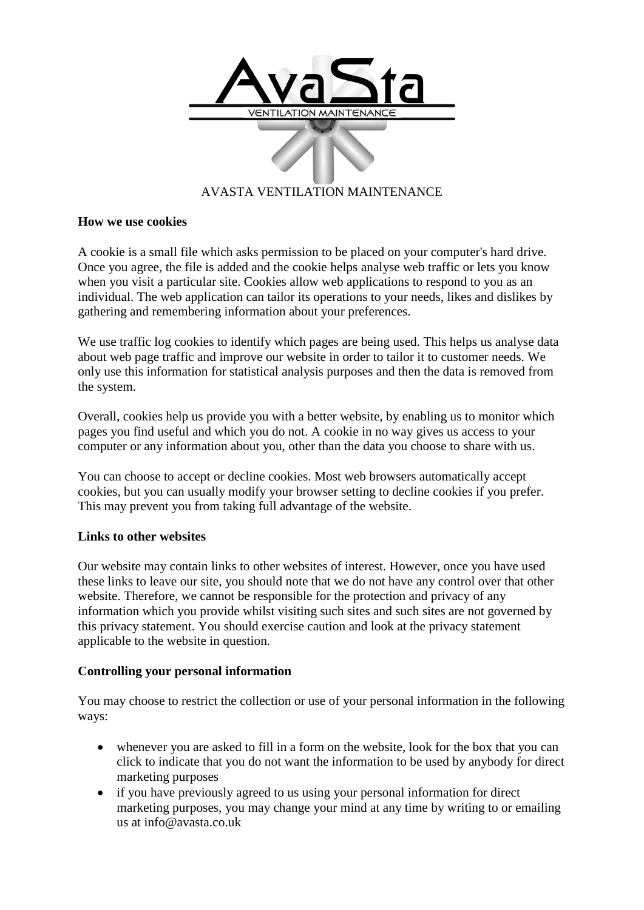AVASTA VENTILATION MAINTENANCE

**How we use cookies**

A cookie is a small file which asks permission to be placed on your computer's hard drive. Once you agree, the file is added and the cookie helps analyse web traffic or lets you know when you visit a particular site. Cookies allow web applications to respond to you as an individual. The web application can tailor its operations to your needs, likes and dislikes by gathering and remembering information about your preferences.

We use traffic log cookies to identify which pages are being used. This helps us analyse data about web page traffic and improve our website in order to tailor it to customer needs. We only use this information for statistical analysis purposes and then the data is removed from the system.

Overall, cookies help us provide you with a better website, by enabling us to monitor which pages you find useful and which you do not. A cookie in no way gives us access to your computer or any information about you, other than the data you choose to share with us.

You can choose to accept or decline cookies. Most web browsers automatically accept cookies, but you can usually modify your browser setting to decline cookies if you prefer. This may prevent you from taking full advantage of the website.

**Links to other websites**

Our website may contain links to other websites of interest. However, once you have used these links to leave our site, you should note that we do not have any control over that other website. Therefore, we cannot be responsible for the protection and privacy of any information which you provide whilst visiting such sites and such sites are not governed by this privacy statement. You should exercise caution and look at the privacy statement applicable to the website in question.

**Controlling your personal information**

You may choose to restrict the collection or use of your personal information in the following ways:

- whenever you are asked to fill in a form on the website, look for the box that you can click to indicate that you do not want the information to be used by anybody for direct marketing purposes
- if you have previously agreed to us using your personal information for direct marketing purposes, you may change your mind at any time by writing to or emailing us at info@avasta.co.uk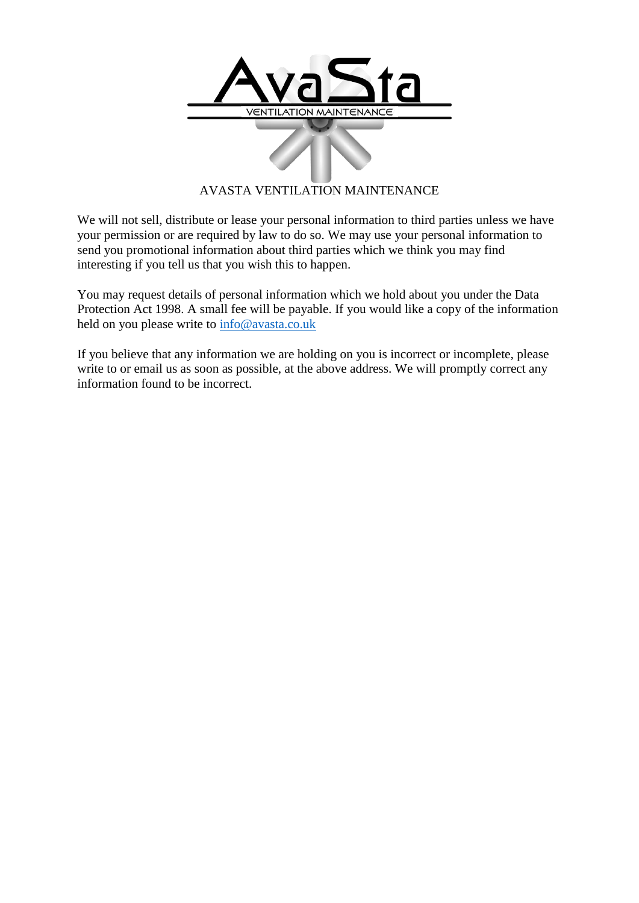AVASTA VENTILATION MAINTENANCE

We will not sell, distribute or lease your personal information to third parties unless we have your permission or are required by law to do so. We may use your personal information to send you promotional information about third parties which we think you may find interesting if you tell us that you wish this to happen.

You may request details of personal information which we hold about you under the Data Protection Act 1998. A small fee will be payable. If you would like a copy of the information held on you please write to info@avasta.co.uk

If you believe that any information we are holding on you is incorrect or incomplete, please write to or email us as soon as possible, at the above address. We will promptly correct any information found to be incorrect.